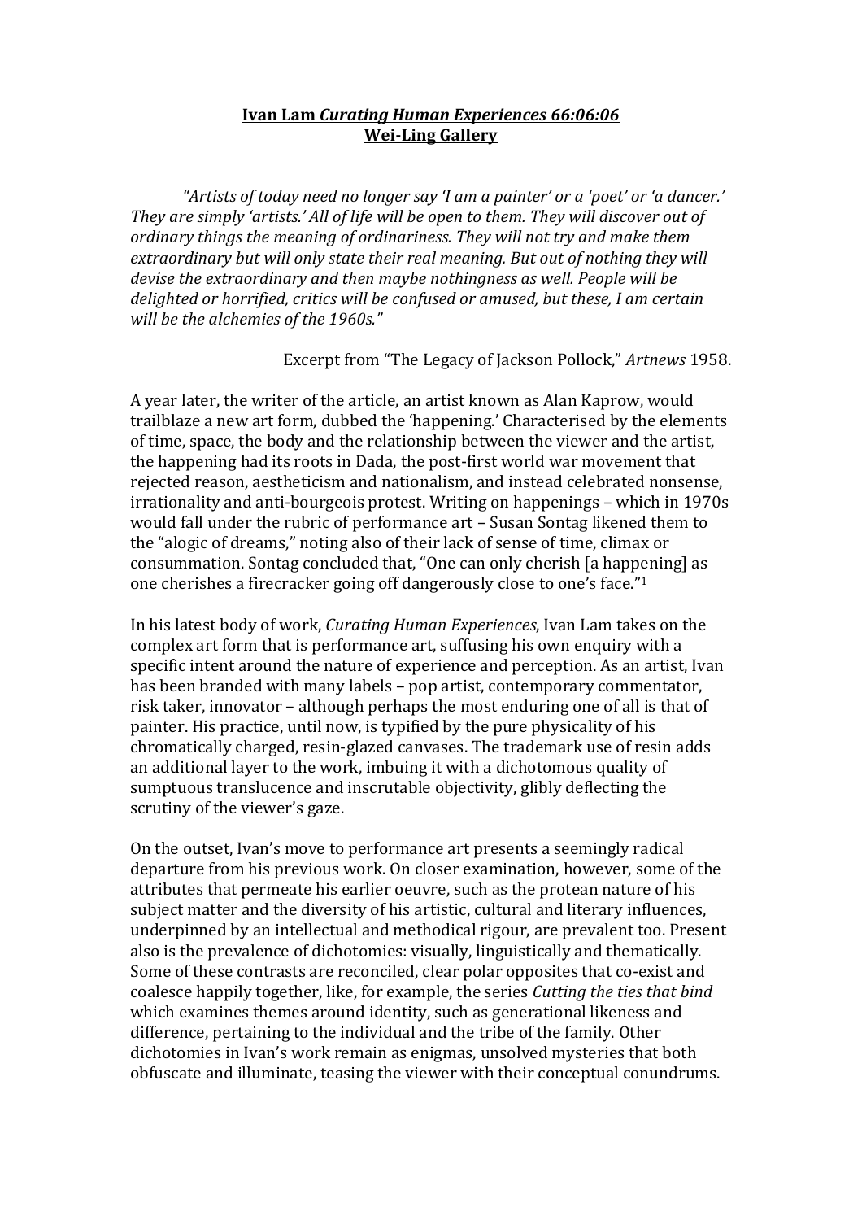**Ivan Lam *Curating Human Experiences 66:06:06***
**Wei-Ling Gallery**

*"Artists of today need no longer say 'I am a painter' or a 'poet' or 'a dancer.' They are simply 'artists.' All of life will be open to them. They will discover out of ordinary things the meaning of ordinariness. They will not try and make them extraordinary but will only state their real meaning. But out of nothing they will devise the extraordinary and then maybe nothingness as well. People will be delighted or horrified, critics will be confused or amused, but these, I am certain will be the alchemies of the 1960s."*

Excerpt from "The Legacy of Jackson Pollock," *Artnews* 1958.

A year later, the writer of the article, an artist known as Alan Kaprow, would trailblaze a new art form, dubbed the 'happening.' Characterised by the elements of time, space, the body and the relationship between the viewer and the artist, the happening had its roots in Dada, the post-first world war movement that rejected reason, aestheticism and nationalism, and instead celebrated nonsense, irrationality and anti-bourgeois protest. Writing on happenings – which in 1970s would fall under the rubric of performance art – Susan Sontag likened them to the "alogic of dreams," noting also of their lack of sense of time, climax or consummation. Sontag concluded that, "One can only cherish [a happening] as one cherishes a firecracker going off dangerously close to one's face."[1]

In his latest body of work, *Curating Human Experiences*, Ivan Lam takes on the complex art form that is performance art, suffusing his own enquiry with a specific intent around the nature of experience and perception. As an artist, Ivan has been branded with many labels – pop artist, contemporary commentator, risk taker, innovator – although perhaps the most enduring one of all is that of painter. His practice, until now, is typified by the pure physicality of his chromatically charged, resin-glazed canvases. The trademark use of resin adds an additional layer to the work, imbuing it with a dichotomous quality of sumptuous translucence and inscrutable objectivity, glibly deflecting the scrutiny of the viewer's gaze.

On the outset, Ivan's move to performance art presents a seemingly radical departure from his previous work. On closer examination, however, some of the attributes that permeate his earlier oeuvre, such as the protean nature of his subject matter and the diversity of his artistic, cultural and literary influences, underpinned by an intellectual and methodical rigour, are prevalent too. Present also is the prevalence of dichotomies: visually, linguistically and thematically. Some of these contrasts are reconciled, clear polar opposites that co-exist and coalesce happily together, like, for example, the series *Cutting the ties that bind* which examines themes around identity, such as generational likeness and difference, pertaining to the individual and the tribe of the family. Other dichotomies in Ivan's work remain as enigmas, unsolved mysteries that both obfuscate and illuminate, teasing the viewer with their conceptual conundrums.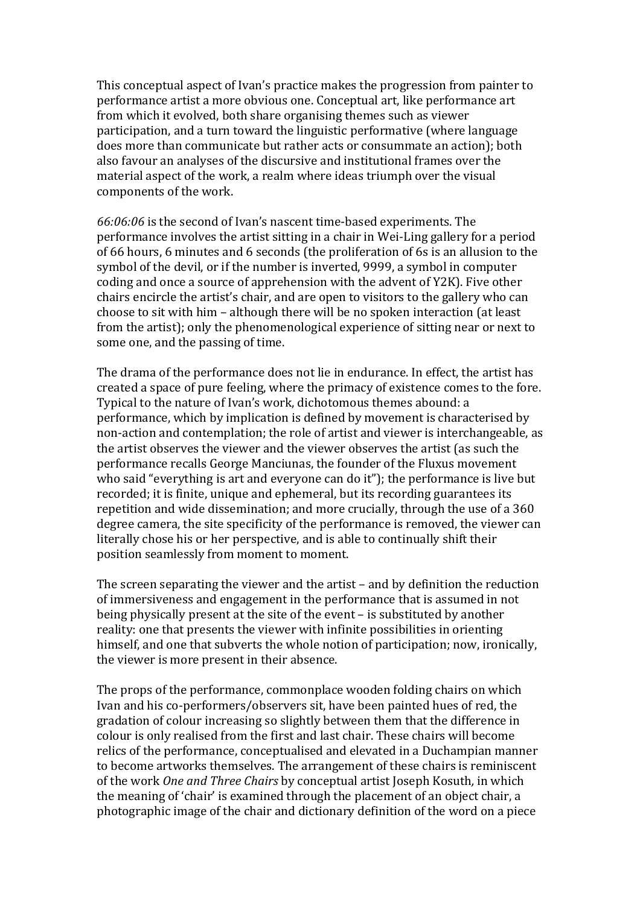This conceptual aspect of Ivan's practice makes the progression from painter to performance artist a more obvious one. Conceptual art, like performance art from which it evolved, both share organising themes such as viewer participation, and a turn toward the linguistic performative (where language does more than communicate but rather acts or consummate an action); both also favour an analyses of the discursive and institutional frames over the material aspect of the work, a realm where ideas triumph over the visual components of the work.

*66:06:06* is the second of Ivan's nascent time-based experiments. The performance involves the artist sitting in a chair in Wei-Ling gallery for a period of 66 hours, 6 minutes and 6 seconds (the proliferation of 6s is an allusion to the symbol of the devil, or if the number is inverted, 9999, a symbol in computer coding and once a source of apprehension with the advent of Y2K). Five other chairs encircle the artist's chair, and are open to visitors to the gallery who can choose to sit with him – although there will be no spoken interaction (at least from the artist); only the phenomenological experience of sitting near or next to some one, and the passing of time.

The drama of the performance does not lie in endurance. In effect, the artist has created a space of pure feeling, where the primacy of existence comes to the fore. Typical to the nature of Ivan's work, dichotomous themes abound: a performance, which by implication is defined by movement is characterised by non-action and contemplation; the role of artist and viewer is interchangeable, as the artist observes the viewer and the viewer observes the artist (as such the performance recalls George Manciunas, the founder of the Fluxus movement who said "everything is art and everyone can do it"); the performance is live but recorded; it is finite, unique and ephemeral, but its recording guarantees its repetition and wide dissemination; and more crucially, through the use of a 360 degree camera, the site specificity of the performance is removed, the viewer can literally chose his or her perspective, and is able to continually shift their position seamlessly from moment to moment.

The screen separating the viewer and the artist – and by definition the reduction of immersiveness and engagement in the performance that is assumed in not being physically present at the site of the event – is substituted by another reality: one that presents the viewer with infinite possibilities in orienting himself, and one that subverts the whole notion of participation; now, ironically, the viewer is more present in their absence.

The props of the performance, commonplace wooden folding chairs on which Ivan and his co-performers/observers sit, have been painted hues of red, the gradation of colour increasing so slightly between them that the difference in colour is only realised from the first and last chair. These chairs will become relics of the performance, conceptualised and elevated in a Duchampian manner to become artworks themselves. The arrangement of these chairs is reminiscent of the work *One and Three Chairs* by conceptual artist Joseph Kosuth, in which the meaning of 'chair' is examined through the placement of an object chair, a photographic image of the chair and dictionary definition of the word on a piece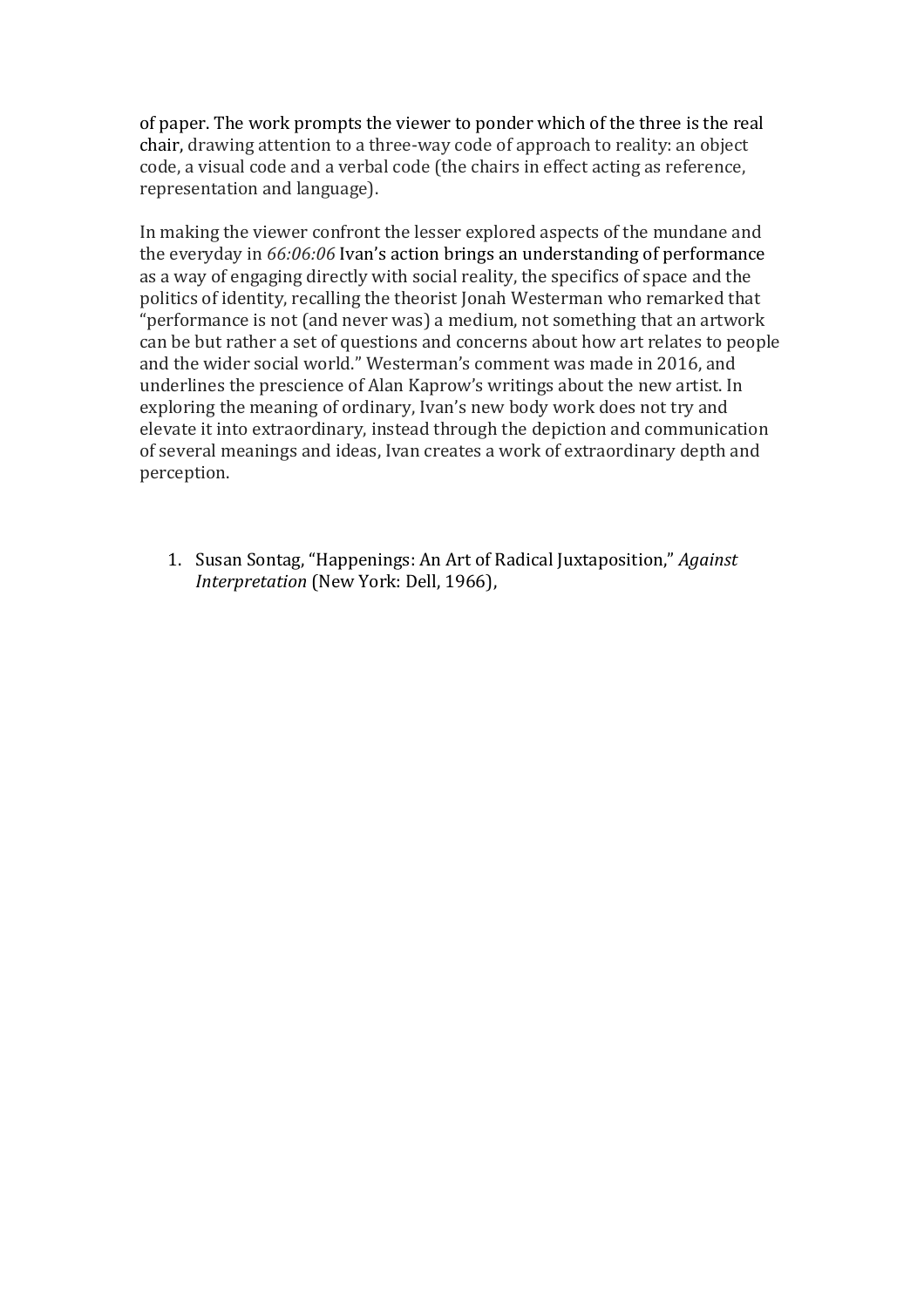of paper. The work prompts the viewer to ponder which of the three is the real chair, drawing attention to a three-way code of approach to reality: an object code, a visual code and a verbal code (the chairs in effect acting as reference, representation and language).

In making the viewer confront the lesser explored aspects of the mundane and the everyday in *66:06:06* Ivan's action brings an understanding of performance as a way of engaging directly with social reality, the specifics of space and the politics of identity, recalling the theorist Jonah Westerman who remarked that "performance is not (and never was) a medium, not something that an artwork can be but rather a set of questions and concerns about how art relates to people and the wider social world." Westerman's comment was made in 2016, and underlines the prescience of Alan Kaprow's writings about the new artist. In exploring the meaning of ordinary, Ivan's new body work does not try and elevate it into extraordinary, instead through the depiction and communication of several meanings and ideas, Ivan creates a work of extraordinary depth and perception.

1. Susan Sontag, "Happenings: An Art of Radical Juxtaposition," *Against Interpretation* (New York: Dell, 1966),